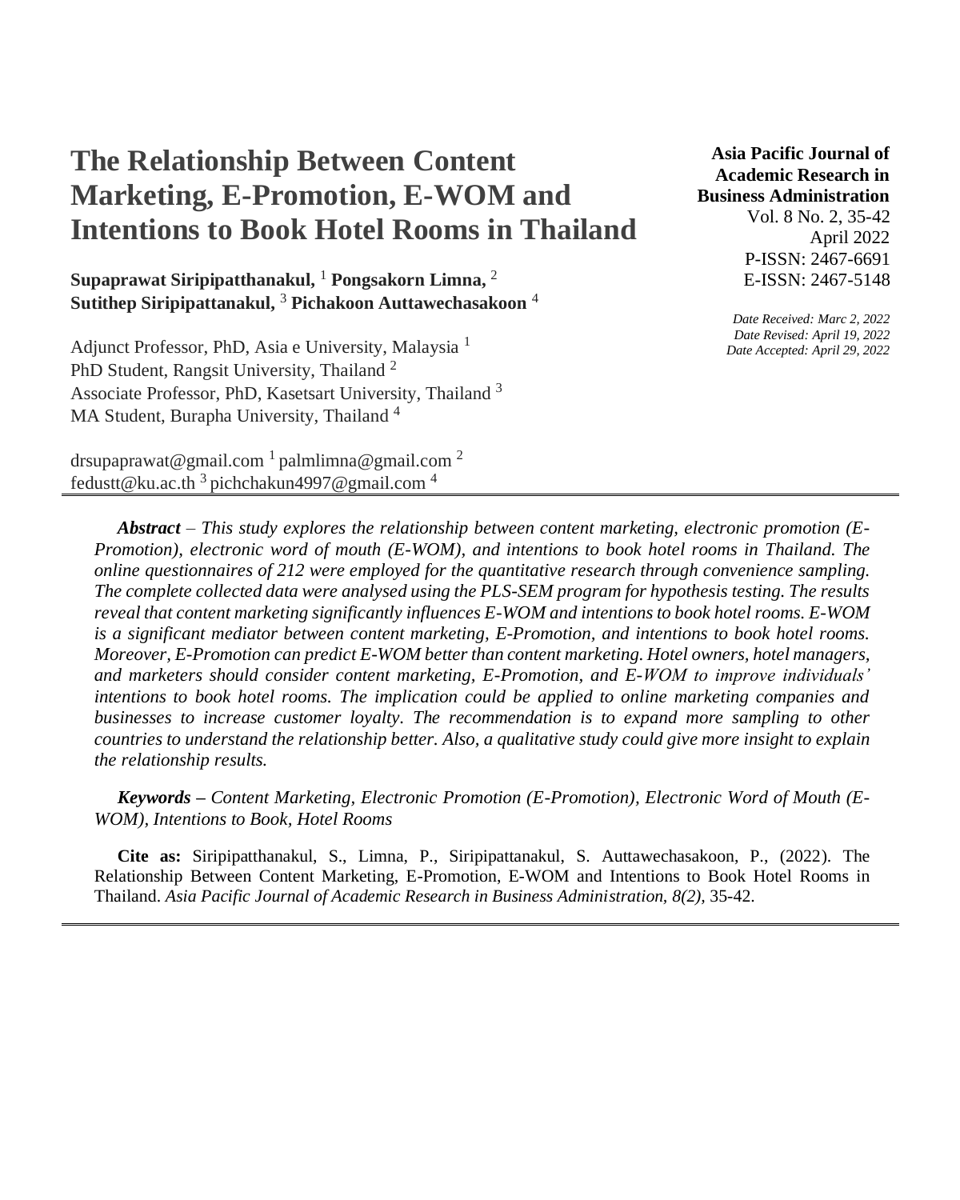# The Relationship Between Content Marketing, E-Promotion, E-WOM and Intentions to Book Hotel Rooms in Thailand

**Asia Pacific Journal of Academic Research in Business Administration**
Vol. 8 No. 2, 35-42
April 2022
P-ISSN: 2467-6691
E-ISSN: 2467-5148

*Date Received: Marc 2, 2022*
*Date Revised: April 19, 2022*
*Date Accepted: April 29, 2022*

**Supaprawat Siripipatthanakul,** [1] **Pongsakorn Limna,** [2]
**Sutithep Siripipattanakul,** [3] **Pichakoon Auttawechasakoon** [4]

Adjunct Professor, PhD, Asia e University, Malaysia [1]
PhD Student, Rangsit University, Thailand [2]
Associate Professor, PhD, Kasetsart University, Thailand [3]
MA Student, Burapha University, Thailand [4]

drsupaprawat@gmail.com [1] palmlimna@gmail.com [2]
fedustt@ku.ac.th [3] pichchakun4997@gmail.com [4]

***Abstract*** – *This study explores the relationship between content marketing, electronic promotion (E-Promotion), electronic word of mouth (E-WOM), and intentions to book hotel rooms in Thailand. The online questionnaires of 212 were employed for the quantitative research through convenience sampling. The complete collected data were analysed using the PLS-SEM program for hypothesis testing. The results reveal that content marketing significantly influences E-WOM and intentions to book hotel rooms. E-WOM is a significant mediator between content marketing, E-Promotion, and intentions to book hotel rooms. Moreover, E-Promotion can predict E-WOM better than content marketing. Hotel owners, hotel managers, and marketers should consider content marketing, E-Promotion, and E-WOM to improve individuals' intentions to book hotel rooms. The implication could be applied to online marketing companies and businesses to increase customer loyalty. The recommendation is to expand more sampling to other countries to understand the relationship better. Also, a qualitative study could give more insight to explain the relationship results.*

***Keywords*** *– Content Marketing, Electronic Promotion (E-Promotion), Electronic Word of Mouth (E-WOM), Intentions to Book, Hotel Rooms*

**Cite as:** Siripipatthanakul, S., Limna, P., Siripipattanakul, S. Auttawechasakoon, P., (2022). The Relationship Between Content Marketing, E-Promotion, E-WOM and Intentions to Book Hotel Rooms in Thailand. *Asia Pacific Journal of Academic Research in Business Administration, 8(2),* 35-42.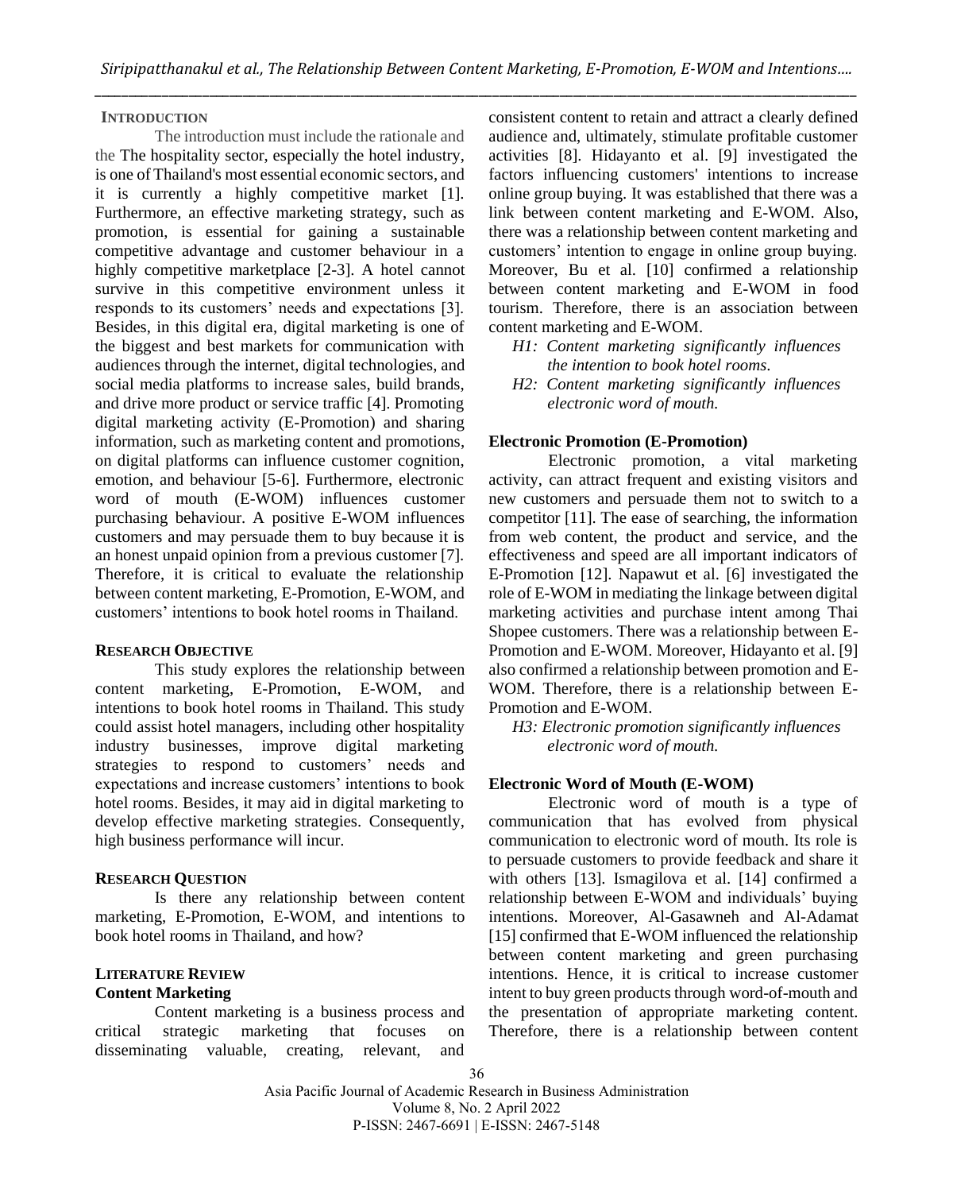## INTRODUCTION

The introduction must include the rationale and the The hospitality sector, especially the hotel industry, is one of Thailand's most essential economic sectors, and it is currently a highly competitive market [1]. Furthermore, an effective marketing strategy, such as promotion, is essential for gaining a sustainable competitive advantage and customer behaviour in a highly competitive marketplace [2-3]. A hotel cannot survive in this competitive environment unless it responds to its customers' needs and expectations [3]. Besides, in this digital era, digital marketing is one of the biggest and best markets for communication with audiences through the internet, digital technologies, and social media platforms to increase sales, build brands, and drive more product or service traffic [4]. Promoting digital marketing activity (E-Promotion) and sharing information, such as marketing content and promotions, on digital platforms can influence customer cognition, emotion, and behaviour [5-6]. Furthermore, electronic word of mouth (E-WOM) influences customer purchasing behaviour. A positive E-WOM influences customers and may persuade them to buy because it is an honest unpaid opinion from a previous customer [7]. Therefore, it is critical to evaluate the relationship between content marketing, E-Promotion, E-WOM, and customers' intentions to book hotel rooms in Thailand.

## RESEARCH OBJECTIVE

This study explores the relationship between content marketing, E-Promotion, E-WOM, and intentions to book hotel rooms in Thailand. This study could assist hotel managers, including other hospitality industry businesses, improve digital marketing strategies to respond to customers' needs and expectations and increase customers' intentions to book hotel rooms. Besides, it may aid in digital marketing to develop effective marketing strategies. Consequently, high business performance will incur.

## RESEARCH QUESTION

Is there any relationship between content marketing, E-Promotion, E-WOM, and intentions to book hotel rooms in Thailand, and how?

## LITERATURE REVIEW

### Content Marketing

Content marketing is a business process and critical strategic marketing that focuses on disseminating valuable, creating, relevant, and consistent content to retain and attract a clearly defined audience and, ultimately, stimulate profitable customer activities [8]. Hidayanto et al. [9] investigated the factors influencing customers' intentions to increase online group buying. It was established that there was a link between content marketing and E-WOM. Also, there was a relationship between content marketing and customers' intention to engage in online group buying. Moreover, Bu et al. [10] confirmed a relationship between content marketing and E-WOM in food tourism. Therefore, there is an association between content marketing and E-WOM.

*H1: Content marketing significantly influences the intention to book hotel rooms.*

*H2: Content marketing significantly influences electronic word of mouth.*

### Electronic Promotion (E-Promotion)

Electronic promotion, a vital marketing activity, can attract frequent and existing visitors and new customers and persuade them not to switch to a competitor [11]. The ease of searching, the information from web content, the product and service, and the effectiveness and speed are all important indicators of E-Promotion [12]. Napawut et al. [6] investigated the role of E-WOM in mediating the linkage between digital marketing activities and purchase intent among Thai Shopee customers. There was a relationship between E-Promotion and E-WOM. Moreover, Hidayanto et al. [9] also confirmed a relationship between promotion and E-WOM. Therefore, there is a relationship between E-Promotion and E-WOM.

*H3: Electronic promotion significantly influences electronic word of mouth.*

### Electronic Word of Mouth (E-WOM)

Electronic word of mouth is a type of communication that has evolved from physical communication to electronic word of mouth. Its role is to persuade customers to provide feedback and share it with others [13]. Ismagilova et al. [14] confirmed a relationship between E-WOM and individuals' buying intentions. Moreover, Al-Gasawneh and Al-Adamat [15] confirmed that E-WOM influenced the relationship between content marketing and green purchasing intentions. Hence, it is critical to increase customer intent to buy green products through word-of-mouth and the presentation of appropriate marketing content. Therefore, there is a relationship between content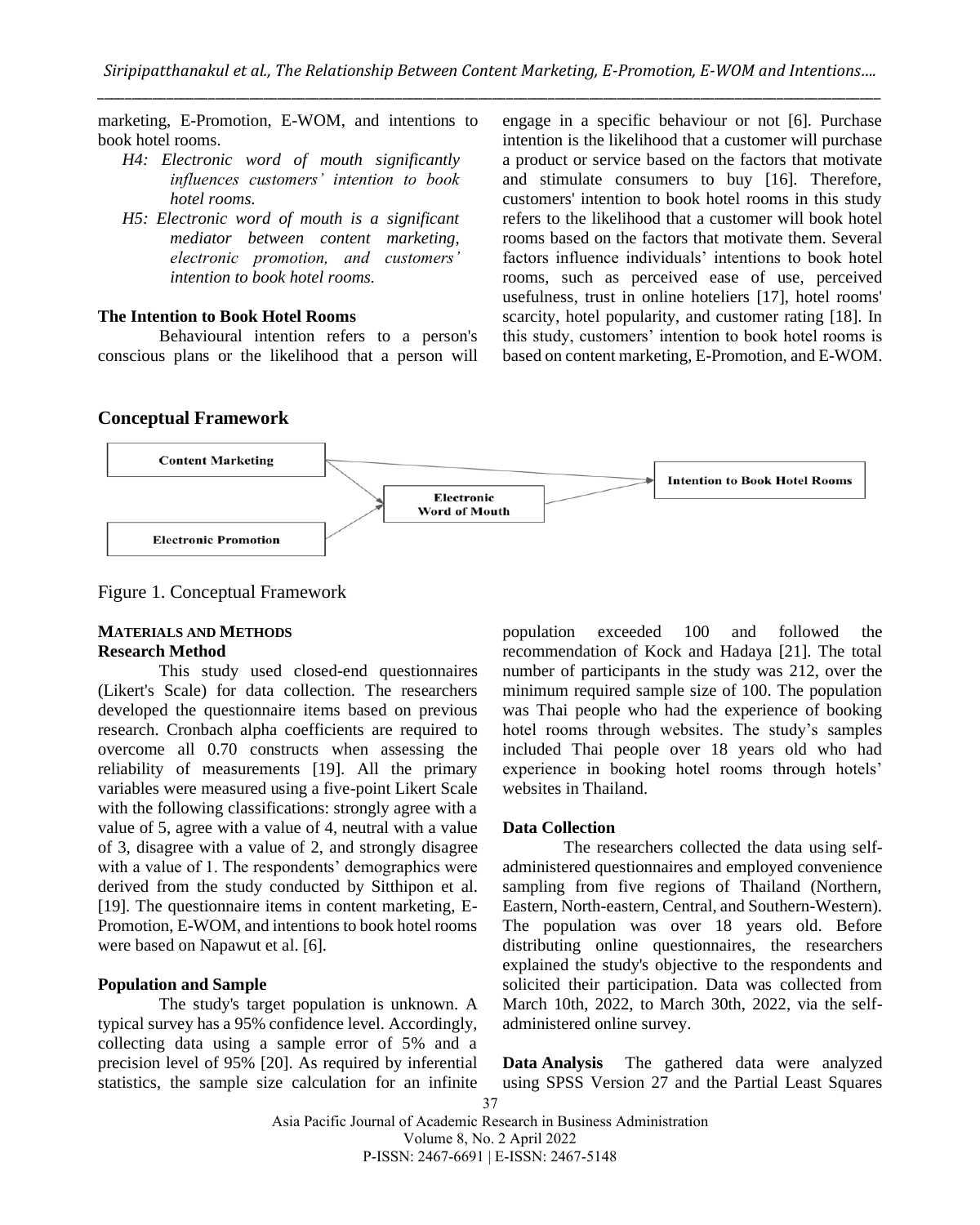marketing, E-Promotion, E-WOM, and intentions to book hotel rooms.

- *H4: Electronic word of mouth significantly influences customers' intention to book hotel rooms.*
- *H5: Electronic word of mouth is a significant mediator between content marketing, electronic promotion, and customers' intention to book hotel rooms.*

**The Intention to Book Hotel Rooms**

Behavioural intention refers to a person's conscious plans or the likelihood that a person will engage in a specific behaviour or not [6]. Purchase intention is the likelihood that a customer will purchase a product or service based on the factors that motivate and stimulate consumers to buy [16]. Therefore, customers' intention to book hotel rooms in this study refers to the likelihood that a customer will book hotel rooms based on the factors that motivate them. Several factors influence individuals' intentions to book hotel rooms, such as perceived ease of use, perceived usefulness, trust in online hoteliers [17], hotel rooms' scarcity, hotel popularity, and customer rating [18]. In this study, customers' intention to book hotel rooms is based on content marketing, E-Promotion, and E-WOM.

## Conceptual Framework

Content Marketing → Intention to Book Hotel Rooms
Content Marketing → Electronic Word of Mouth
Electronic Promotion → Electronic Word of Mouth
Electronic Word of Mouth → Intention to Book Hotel Rooms

Figure 1. Conceptual Framework

## MATERIALS AND METHODS

**Research Method**

This study used closed-end questionnaires (Likert's Scale) for data collection. The researchers developed the questionnaire items based on previous research. Cronbach alpha coefficients are required to overcome all 0.70 constructs when assessing the reliability of measurements [19]. All the primary variables were measured using a five-point Likert Scale with the following classifications: strongly agree with a value of 5, agree with a value of 4, neutral with a value of 3, disagree with a value of 2, and strongly disagree with a value of 1. The respondents' demographics were derived from the study conducted by Sitthipon et al. [19]. The questionnaire items in content marketing, E-Promotion, E-WOM, and intentions to book hotel rooms were based on Napawut et al. [6].

**Population and Sample**

The study's target population is unknown. A typical survey has a 95% confidence level. Accordingly, collecting data using a sample error of 5% and a precision level of 95% [20]. As required by inferential statistics, the sample size calculation for an infinite population exceeded 100 and followed the recommendation of Kock and Hadaya [21]. The total number of participants in the study was 212, over the minimum required sample size of 100. The population was Thai people who had the experience of booking hotel rooms through websites. The study's samples included Thai people over 18 years old who had experience in booking hotel rooms through hotels' websites in Thailand.

**Data Collection**

The researchers collected the data using self-administered questionnaires and employed convenience sampling from five regions of Thailand (Northern, Eastern, North-eastern, Central, and Southern-Western). The population was over 18 years old. Before distributing online questionnaires, the researchers explained the study's objective to the respondents and solicited their participation. Data was collected from March 10th, 2022, to March 30th, 2022, via the self-administered online survey.

**Data Analysis** The gathered data were analyzed using SPSS Version 27 and the Partial Least Squares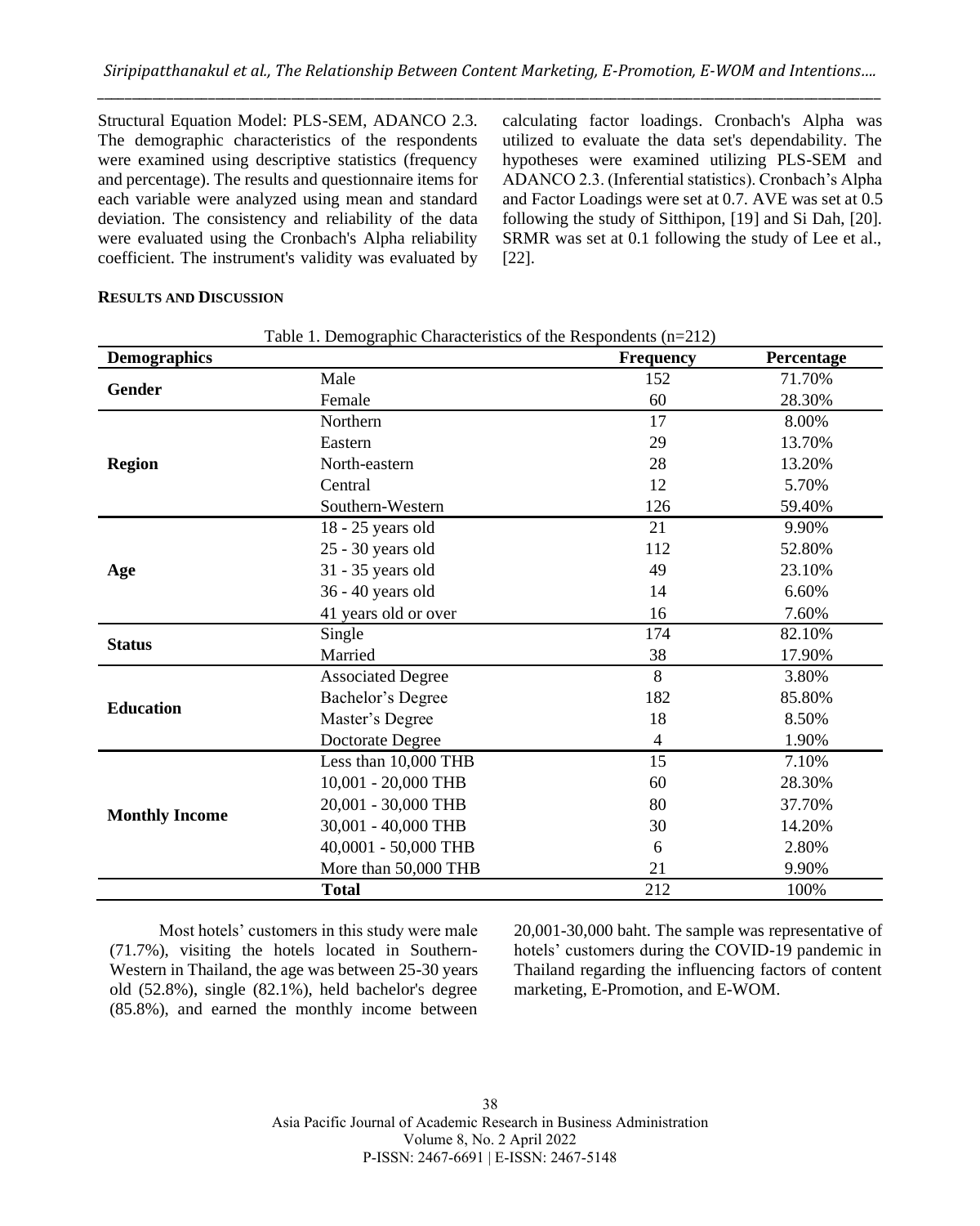Structural Equation Model: PLS-SEM, ADANCO 2.3. The demographic characteristics of the respondents were examined using descriptive statistics (frequency and percentage). The results and questionnaire items for each variable were analyzed using mean and standard deviation. The consistency and reliability of the data were evaluated using the Cronbach's Alpha reliability coefficient. The instrument's validity was evaluated by calculating factor loadings. Cronbach's Alpha was utilized to evaluate the data set's dependability. The hypotheses were examined utilizing PLS-SEM and ADANCO 2.3. (Inferential statistics). Cronbach's Alpha and Factor Loadings were set at 0.7. AVE was set at 0.5 following the study of Sitthipon, [19] and Si Dah, [20]. SRMR was set at 0.1 following the study of Lee et al., [22].

## RESULTS AND DISCUSSION

Table 1. Demographic Characteristics of the Respondents (n=212)

| Demographics | | Frequency | Percentage |
|---|---|---|---|
| **Gender** | Male | 152 | 71.70% |
| | Female | 60 | 28.30% |
| **Region** | Northern | 17 | 8.00% |
| | Eastern | 29 | 13.70% |
| | North-eastern | 28 | 13.20% |
| | Central | 12 | 5.70% |
| | Southern-Western | 126 | 59.40% |
| **Age** | 18 - 25 years old | 21 | 9.90% |
| | 25 - 30 years old | 112 | 52.80% |
| | 31 - 35 years old | 49 | 23.10% |
| | 36 - 40 years old | 14 | 6.60% |
| | 41 years old or over | 16 | 7.60% |
| **Status** | Single | 174 | 82.10% |
| | Married | 38 | 17.90% |
| **Education** | Associated Degree | 8 | 3.80% |
| | Bachelor's Degree | 182 | 85.80% |
| | Master's Degree | 18 | 8.50% |
| | Doctorate Degree | 4 | 1.90% |
| **Monthly Income** | Less than 10,000 THB | 15 | 7.10% |
| | 10,001 - 20,000 THB | 60 | 28.30% |
| | 20,001 - 30,000 THB | 80 | 37.70% |
| | 30,001 - 40,000 THB | 30 | 14.20% |
| | 40,0001 - 50,000 THB | 6 | 2.80% |
| | More than 50,000 THB | 21 | 9.90% |
| | **Total** | 212 | 100% |

Most hotels' customers in this study were male (71.7%), visiting the hotels located in Southern-Western in Thailand, the age was between 25-30 years old (52.8%), single (82.1%), held bachelor's degree (85.8%), and earned the monthly income between 20,001-30,000 baht. The sample was representative of hotels' customers during the COVID-19 pandemic in Thailand regarding the influencing factors of content marketing, E-Promotion, and E-WOM.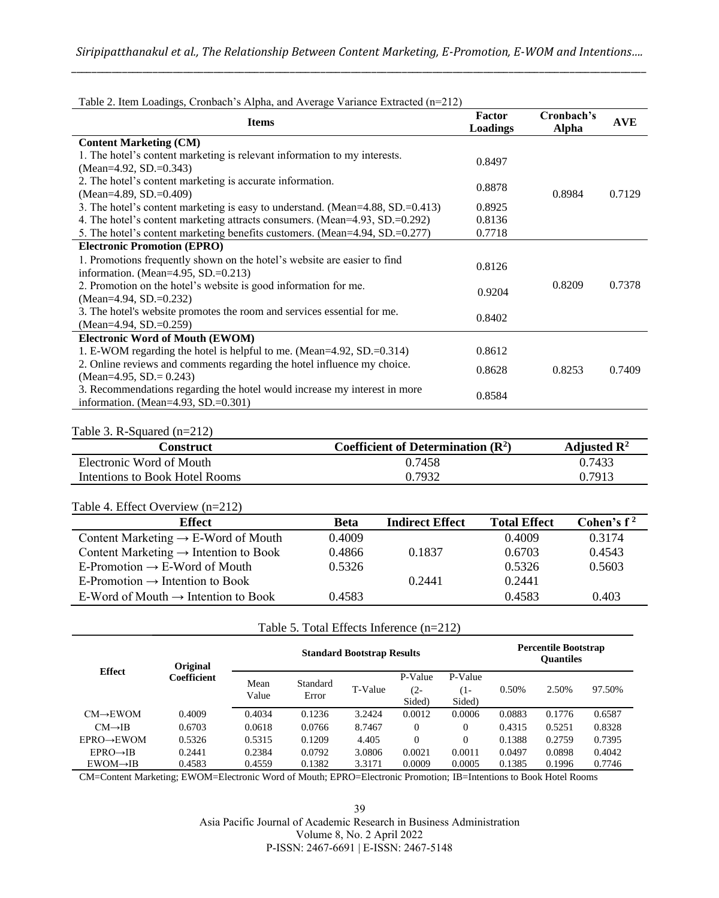Table 2. Item Loadings, Cronbach's Alpha, and Average Variance Extracted (n=212)

| Items | Factor Loadings | Cronbach's Alpha | AVE |
|---|---|---|---|
| **Content Marketing (CM)** | | | |
| 1. The hotel's content marketing is relevant information to my interests. (Mean=4.92, SD.=0.343) | 0.8497 | 0.8984 | 0.7129 |
| 2. The hotel's content marketing is accurate information. (Mean=4.89, SD.=0.409) | 0.8878 | | |
| 3. The hotel's content marketing is easy to understand. (Mean=4.88, SD.=0.413) | 0.8925 | | |
| 4. The hotel's content marketing attracts consumers. (Mean=4.93, SD.=0.292) | 0.8136 | | |
| 5. The hotel's content marketing benefits customers. (Mean=4.94, SD.=0.277) | 0.7718 | | |
| **Electronic Promotion (EPRO)** | | | |
| 1. Promotions frequently shown on the hotel's website are easier to find information. (Mean=4.95, SD.=0.213) | 0.8126 | 0.8209 | 0.7378 |
| 2. Promotion on the hotel's website is good information for me. (Mean=4.94, SD.=0.232) | 0.9204 | | |
| 3. The hotel's website promotes the room and services essential for me. (Mean=4.94, SD.=0.259) | 0.8402 | | |
| **Electronic Word of Mouth (EWOM)** | | | |
| 1. E-WOM regarding the hotel is helpful to me. (Mean=4.92, SD.=0.314) | 0.8612 | 0.8253 | 0.7409 |
| 2. Online reviews and comments regarding the hotel influence my choice. (Mean=4.95, SD.= 0.243) | 0.8628 | | |
| 3. Recommendations regarding the hotel would increase my interest in more information. (Mean=4.93, SD.=0.301) | 0.8584 | | |

Table 3. R-Squared (n=212)

| Construct | Coefficient of Determination ($R^2$) | Adjusted $R^2$ |
|---|---|---|
| Electronic Word of Mouth | 0.7458 | 0.7433 |
| Intentions to Book Hotel Rooms | 0.7932 | 0.7913 |

Table 4. Effect Overview (n=212)

| Effect | Beta | Indirect Effect | Total Effect | Cohen's $f^2$ |
|---|---|---|---|---|
| Content Marketing → E-Word of Mouth | 0.4009 | | 0.4009 | 0.3174 |
| Content Marketing → Intention to Book | 0.4866 | 0.1837 | 0.6703 | 0.4543 |
| E-Promotion → E-Word of Mouth | 0.5326 | | 0.5326 | 0.5603 |
| E-Promotion → Intention to Book | | 0.2441 | 0.2441 | |
| E-Word of Mouth → Intention to Book | 0.4583 | | 0.4583 | 0.403 |

Table 5. Total Effects Inference (n=212)

| Effect | Original Coefficient | Standard Bootstrap Results | | | | | Percentile Bootstrap Quantiles | | |
|---|---|---|---|---|---|---|---|---|---|
| | | Mean Value | Standard Error | T-Value | P-Value (2-Sided) | P-Value (1-Sided) | 0.50% | 2.50% | 97.50% |
| CM→EWOM | 0.4009 | 0.4034 | 0.1236 | 3.2424 | 0.0012 | 0.0006 | 0.0883 | 0.1776 | 0.6587 |
| CM→IB | 0.6703 | 0.0618 | 0.0766 | 8.7467 | 0 | 0 | 0.4315 | 0.5251 | 0.8328 |
| EPRO→EWOM | 0.5326 | 0.5315 | 0.1209 | 4.405 | 0 | 0 | 0.1388 | 0.2759 | 0.7395 |
| EPRO→IB | 0.2441 | 0.2384 | 0.0792 | 3.0806 | 0.0021 | 0.0011 | 0.0497 | 0.0898 | 0.4042 |
| EWOM→IB | 0.4583 | 0.4559 | 0.1382 | 3.3171 | 0.0009 | 0.0005 | 0.1385 | 0.1996 | 0.7746 |

CM=Content Marketing; EWOM=Electronic Word of Mouth; EPRO=Electronic Promotion; IB=Intentions to Book Hotel Rooms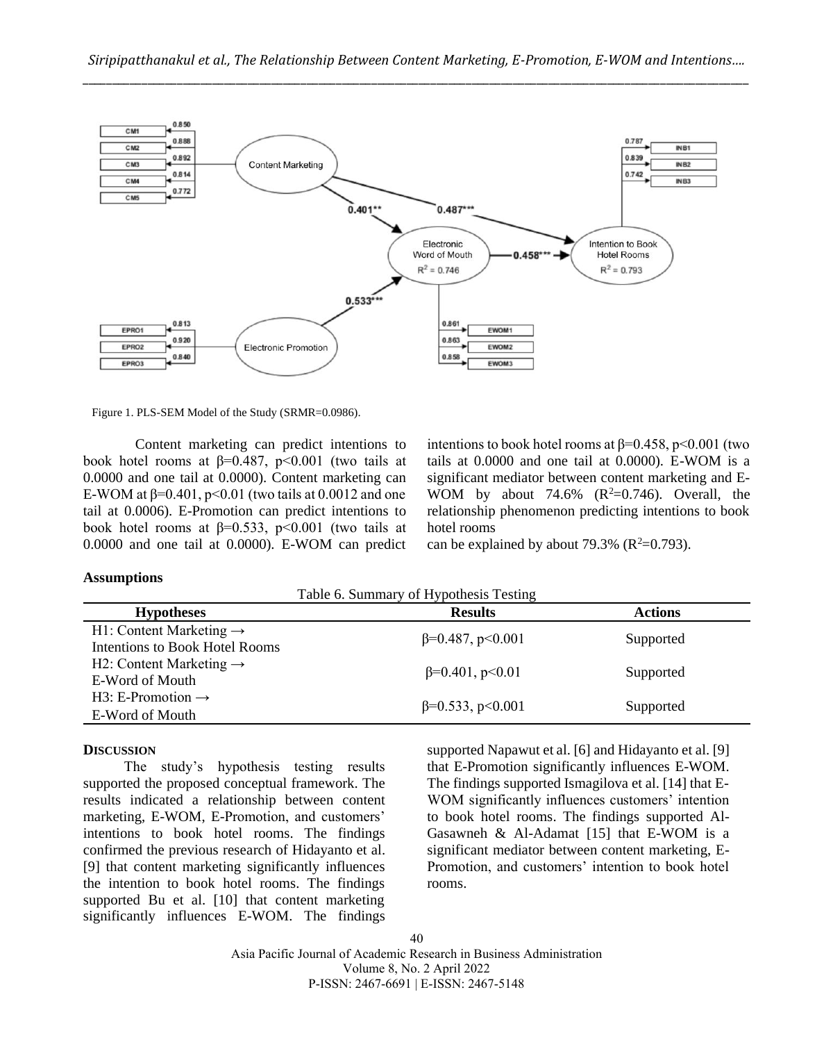Figure 1. PLS-SEM Model of the Study (SRMR=0.0986).

Content marketing can predict intentions to book hotel rooms at β=0.487, $p<0.001$ (two tails at 0.0000 and one tail at 0.0000). Content marketing can E-WOM at β=0.401, $p<0.01$ (two tails at 0.0012 and one tail at 0.0006). E-Promotion can predict intentions to book hotel rooms at β=0.533, $p<0.001$ (two tails at 0.0000 and one tail at 0.0000). E-WOM can predict intentions to book hotel rooms at β=0.458, $p<0.001$ (two tails at 0.0000 and one tail at 0.0000). E-WOM is a significant mediator between content marketing and E-WOM by about 74.6% ($R^2$=0.746). Overall, the relationship phenomenon predicting intentions to book hotel rooms can be explained by about 79.3% ($R^2$=0.793).

**Assumptions**

Table 6. Summary of Hypothesis Testing

| Hypotheses | Results | Actions |
|---|---|---|
| H1: Content Marketing → Intentions to Book Hotel Rooms | β=0.487, $p<0.001$ | Supported |
| H2: Content Marketing → E-Word of Mouth | β=0.401, $p<0.01$ | Supported |
| H3: E-Promotion → E-Word of Mouth | β=0.533, $p<0.001$ | Supported |

## DISCUSSION

The study's hypothesis testing results supported the proposed conceptual framework. The results indicated a relationship between content marketing, E-WOM, E-Promotion, and customers' intentions to book hotel rooms. The findings confirmed the previous research of Hidayanto et al. [9] that content marketing significantly influences the intention to book hotel rooms. The findings supported Bu et al. [10] that content marketing significantly influences E-WOM. The findings supported Napawut et al. [6] and Hidayanto et al. [9] that E-Promotion significantly influences E-WOM. The findings supported Ismagilova et al. [14] that E-WOM significantly influences customers' intention to book hotel rooms. The findings supported Al-Gasawneh & Al-Adamat [15] that E-WOM is a significant mediator between content marketing, E-Promotion, and customers' intention to book hotel rooms.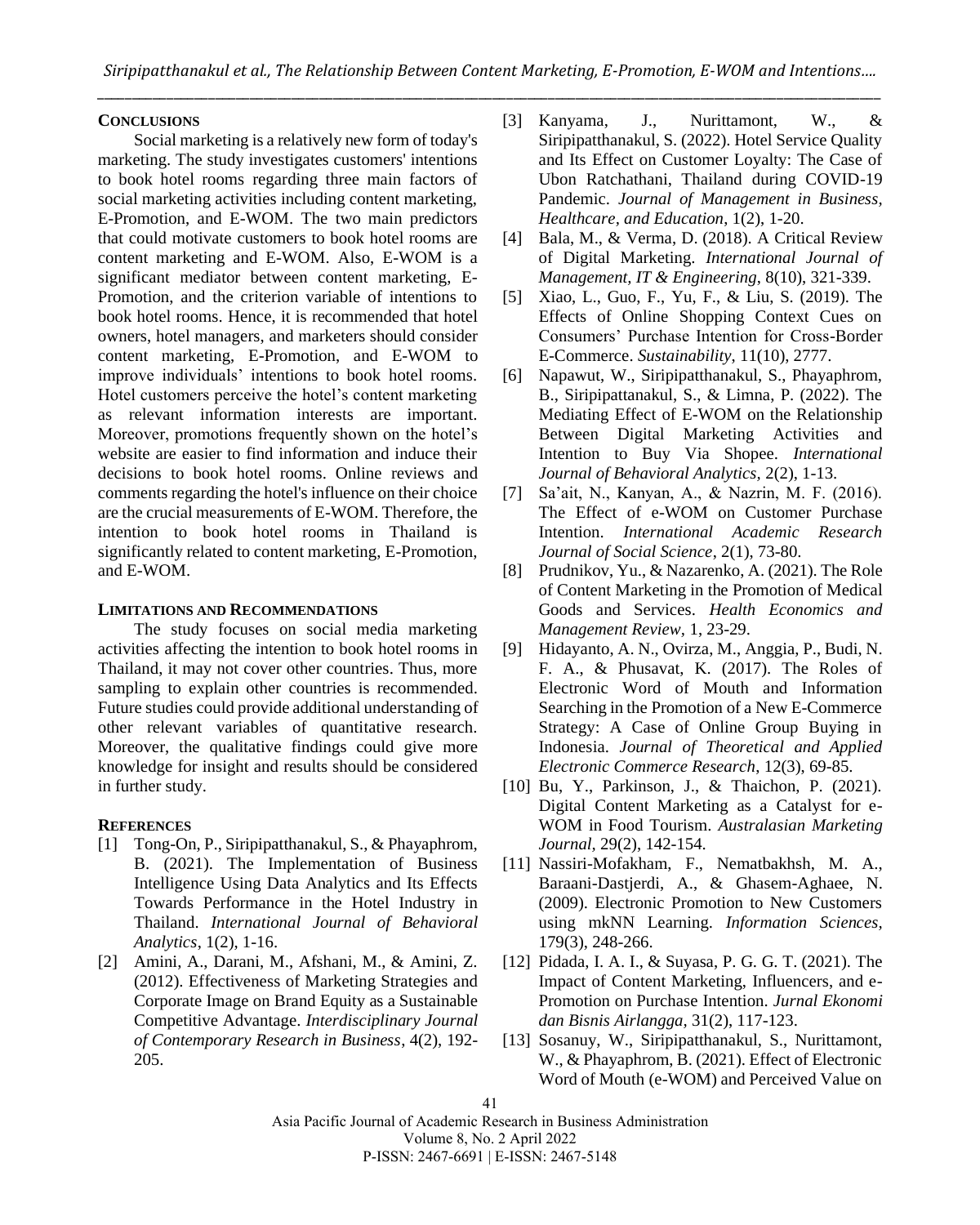## CONCLUSIONS

Social marketing is a relatively new form of today's marketing. The study investigates customers' intentions to book hotel rooms regarding three main factors of social marketing activities including content marketing, E-Promotion, and E-WOM. The two main predictors that could motivate customers to book hotel rooms are content marketing and E-WOM. Also, E-WOM is a significant mediator between content marketing, E-Promotion, and the criterion variable of intentions to book hotel rooms. Hence, it is recommended that hotel owners, hotel managers, and marketers should consider content marketing, E-Promotion, and E-WOM to improve individuals' intentions to book hotel rooms. Hotel customers perceive the hotel's content marketing as relevant information interests are important. Moreover, promotions frequently shown on the hotel's website are easier to find information and induce their decisions to book hotel rooms. Online reviews and comments regarding the hotel's influence on their choice are the crucial measurements of E-WOM. Therefore, the intention to book hotel rooms in Thailand is significantly related to content marketing, E-Promotion, and E-WOM.

## LIMITATIONS AND RECOMMENDATIONS

The study focuses on social media marketing activities affecting the intention to book hotel rooms in Thailand, it may not cover other countries. Thus, more sampling to explain other countries is recommended. Future studies could provide additional understanding of other relevant variables of quantitative research. Moreover, the qualitative findings could give more knowledge for insight and results should be considered in further study.

## REFERENCES

[1] Tong-On, P., Siripipatthanakul, S., & Phayaphrom, B. (2021). The Implementation of Business Intelligence Using Data Analytics and Its Effects Towards Performance in the Hotel Industry in Thailand. *International Journal of Behavioral Analytics*, 1(2), 1-16.

[2] Amini, A., Darani, M., Afshani, M., & Amini, Z. (2012). Effectiveness of Marketing Strategies and Corporate Image on Brand Equity as a Sustainable Competitive Advantage. *Interdisciplinary Journal of Contemporary Research in Business*, 4(2), 192-205.

[3] Kanyama, J., Nurittamont, W., & Siripipatthanakul, S. (2022). Hotel Service Quality and Its Effect on Customer Loyalty: The Case of Ubon Ratchathani, Thailand during COVID-19 Pandemic. *Journal of Management in Business, Healthcare, and Education*, 1(2), 1-20.

[4] Bala, M., & Verma, D. (2018). A Critical Review of Digital Marketing. *International Journal of Management, IT & Engineering*, 8(10), 321-339.

[5] Xiao, L., Guo, F., Yu, F., & Liu, S. (2019). The Effects of Online Shopping Context Cues on Consumers' Purchase Intention for Cross-Border E-Commerce. *Sustainability*, 11(10), 2777.

[6] Napawut, W., Siripipatthanakul, S., Phayaphrom, B., Siripipattanakul, S., & Limna, P. (2022). The Mediating Effect of E-WOM on the Relationship Between Digital Marketing Activities and Intention to Buy Via Shopee. *International Journal of Behavioral Analytics*, 2(2), 1-13.

[7] Sa'ait, N., Kanyan, A., & Nazrin, M. F. (2016). The Effect of e-WOM on Customer Purchase Intention. *International Academic Research Journal of Social Science*, 2(1), 73-80.

[8] Prudnikov, Yu., & Nazarenko, A. (2021). The Role of Content Marketing in the Promotion of Medical Goods and Services. *Health Economics and Management Review*, 1, 23-29.

[9] Hidayanto, A. N., Ovirza, M., Anggia, P., Budi, N. F. A., & Phusavat, K. (2017). The Roles of Electronic Word of Mouth and Information Searching in the Promotion of a New E-Commerce Strategy: A Case of Online Group Buying in Indonesia. *Journal of Theoretical and Applied Electronic Commerce Research*, 12(3), 69-85.

[10] Bu, Y., Parkinson, J., & Thaichon, P. (2021). Digital Content Marketing as a Catalyst for e-WOM in Food Tourism. *Australasian Marketing Journal*, 29(2), 142-154.

[11] Nassiri-Mofakham, F., Nematbakhsh, M. A., Baraani-Dastjerdi, A., & Ghasem-Aghaee, N. (2009). Electronic Promotion to New Customers using mkNN Learning. *Information Sciences*, 179(3), 248-266.

[12] Pidada, I. A. I., & Suyasa, P. G. G. T. (2021). The Impact of Content Marketing, Influencers, and e-Promotion on Purchase Intention. *Jurnal Ekonomi dan Bisnis Airlangga*, 31(2), 117-123.

[13] Sosanuy, W., Siripipatthanakul, S., Nurittamont, W., & Phayaphrom, B. (2021). Effect of Electronic Word of Mouth (e-WOM) and Perceived Value on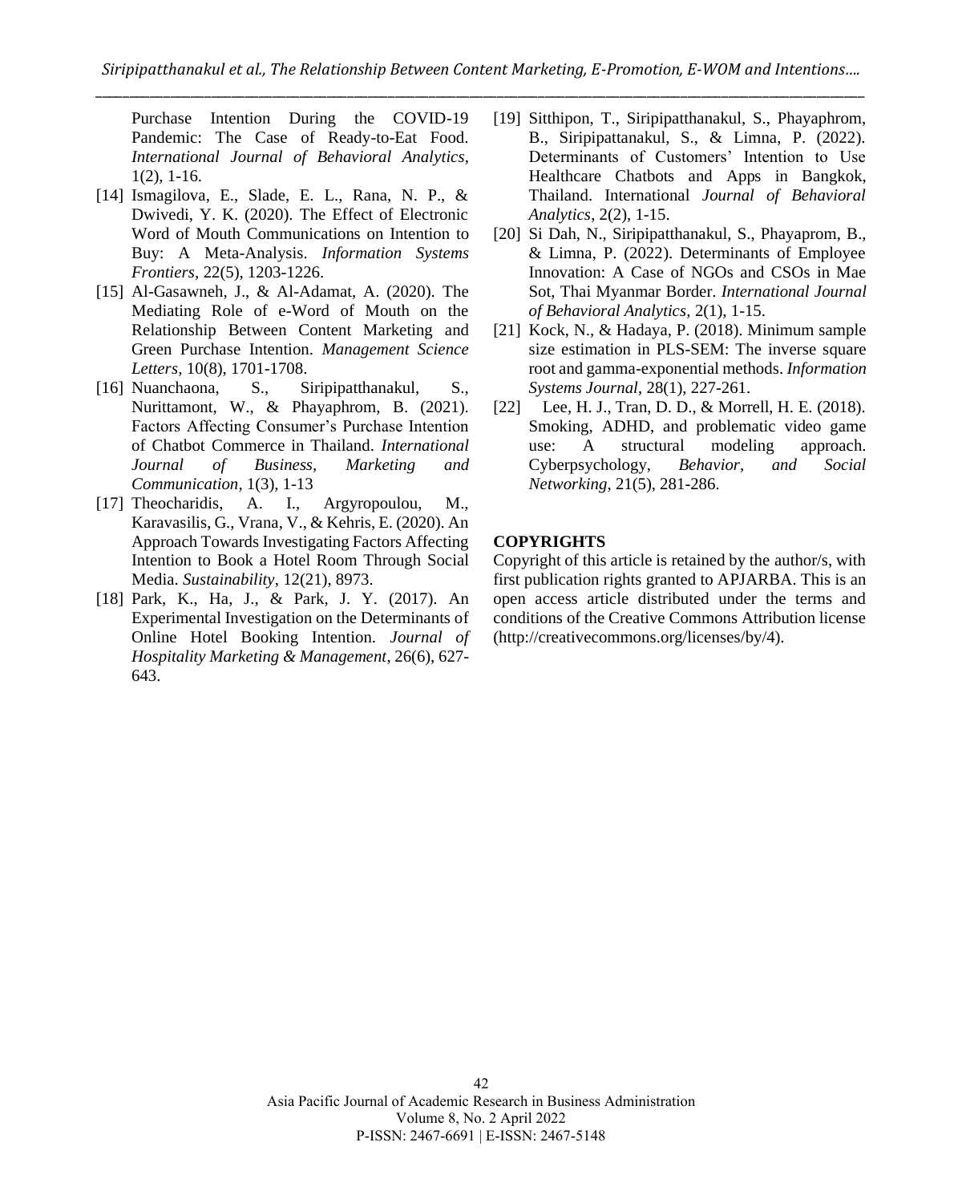Purchase Intention During the COVID-19 Pandemic: The Case of Ready-to-Eat Food. *International Journal of Behavioral Analytics*, 1(2), 1-16.

[14] Ismagilova, E., Slade, E. L., Rana, N. P., & Dwivedi, Y. K. (2020). The Effect of Electronic Word of Mouth Communications on Intention to Buy: A Meta-Analysis. *Information Systems Frontiers*, 22(5), 1203-1226.

[15] Al-Gasawneh, J., & Al-Adamat, A. (2020). The Mediating Role of e-Word of Mouth on the Relationship Between Content Marketing and Green Purchase Intention. *Management Science Letters*, 10(8), 1701-1708.

[16] Nuanchaona, S., Siripipatthanakul, S., Nurittamont, W., & Phayaphrom, B. (2021). Factors Affecting Consumer's Purchase Intention of Chatbot Commerce in Thailand. *International Journal of Business, Marketing and Communication*, 1(3), 1-13

[17] Theocharidis, A. I., Argyropoulou, M., Karavasilis, G., Vrana, V., & Kehris, E. (2020). An Approach Towards Investigating Factors Affecting Intention to Book a Hotel Room Through Social Media. *Sustainability*, 12(21), 8973.

[18] Park, K., Ha, J., & Park, J. Y. (2017). An Experimental Investigation on the Determinants of Online Hotel Booking Intention. *Journal of Hospitality Marketing & Management*, 26(6), 627-643.

[19] Sitthipon, T., Siripipatthanakul, S., Phayaphrom, B., Siripipattanakul, S., & Limna, P. (2022). Determinants of Customers' Intention to Use Healthcare Chatbots and Apps in Bangkok, Thailand. International *Journal of Behavioral Analytics*, 2(2), 1-15.

[20] Si Dah, N., Siripipatthanakul, S., Phayaprom, B., & Limna, P. (2022). Determinants of Employee Innovation: A Case of NGOs and CSOs in Mae Sot, Thai Myanmar Border. *International Journal of Behavioral Analytics*, 2(1), 1-15.

[21] Kock, N., & Hadaya, P. (2018). Minimum sample size estimation in PLS-SEM: The inverse square root and gamma-exponential methods. *Information Systems Journal*, 28(1), 227-261.

[22] Lee, H. J., Tran, D. D., & Morrell, H. E. (2018). Smoking, ADHD, and problematic video game use: A structural modeling approach. Cyberpsychology, *Behavior, and Social Networking*, 21(5), 281-286.

## COPYRIGHTS

Copyright of this article is retained by the author/s, with first publication rights granted to APJARBA. This is an open access article distributed under the terms and conditions of the Creative Commons Attribution license (http://creativecommons.org/licenses/by/4).